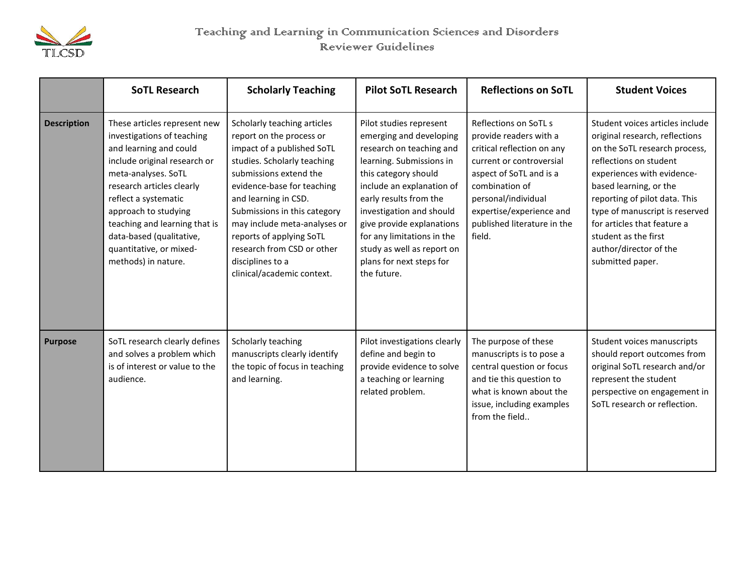# Teaching and Learning in Communication Sciences and Disorders

## Reviewer Guidelines

| | SoTL Research | Scholarly Teaching | Pilot SoTL Research | Reflections on SoTL | Student Voices |
|---|---|---|---|---|---|
| **Description** | These articles represent new investigations of teaching and learning and could include original research or meta-analyses. SoTL research articles clearly reflect a systematic approach to studying teaching and learning that is data-based (qualitative, quantitative, or mixed-methods) in nature. | Scholarly teaching articles report on the process or impact of a published SoTL studies. Scholarly teaching submissions extend the evidence-base for teaching and learning in CSD. Submissions in this category may include meta-analyses or reports of applying SoTL research from CSD or other disciplines to a clinical/academic context. | Pilot studies represent emerging and developing research on teaching and learning. Submissions in this category should include an explanation of early results from the investigation and should give provide explanations for any limitations in the study as well as report on plans for next steps for the future. | Reflections on SoTL s provide readers with a critical reflection on any current or controversial aspect of SoTL and is a combination of personal/individual expertise/experience and published literature in the field. | Student voices articles include original research, reflections on the SoTL research process, reflections on student experiences with evidence-based learning, or the reporting of pilot data. This type of manuscript is reserved for articles that feature a student as the first author/director of the submitted paper. |
| **Purpose** | SoTL research clearly defines and solves a problem which is of interest or value to the audience. | Scholarly teaching manuscripts clearly identify the topic of focus in teaching and learning. | Pilot investigations clearly define and begin to provide evidence to solve a teaching or learning related problem. | The purpose of these manuscripts is to pose a central question or focus and tie this question to what is known about the issue, including examples from the field.. | Student voices manuscripts should report outcomes from original SoTL research and/or represent the student perspective on engagement in SoTL research or reflection. |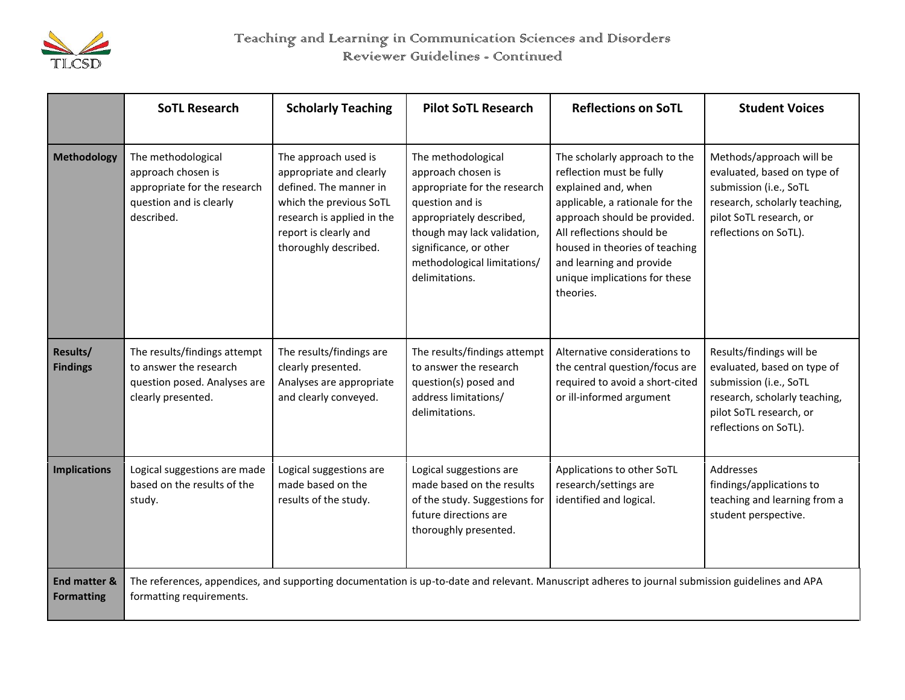| | SoTL Research | Scholarly Teaching | Pilot SoTL Research | Reflections on SoTL | Student Voices |
|---|---|---|---|---|---|
| **Methodology** | The methodological approach chosen is appropriate for the research question and is clearly described. | The approach used is appropriate and clearly defined. The manner in which the previous SoTL research is applied in the report is clearly and thoroughly described. | The methodological approach chosen is appropriate for the research question and is appropriately described, though may lack validation, significance, or other methodological limitations/ delimitations. | The scholarly approach to the reflection must be fully explained and, when applicable, a rationale for the approach should be provided. All reflections should be housed in theories of teaching and learning and provide unique implications for these theories. | Methods/approach will be evaluated, based on type of submission (i.e., SoTL research, scholarly teaching, pilot SoTL research, or reflections on SoTL). |
| **Results/ Findings** | The results/findings attempt to answer the research question posed. Analyses are clearly presented. | The results/findings are clearly presented. Analyses are appropriate and clearly conveyed. | The results/findings attempt to answer the research question(s) posed and address limitations/ delimitations. | Alternative considerations to the central question/focus are required to avoid a short-cited or ill-informed argument | Results/findings will be evaluated, based on type of submission (i.e., SoTL research, scholarly teaching, pilot SoTL research, or reflections on SoTL). |
| **Implications** | Logical suggestions are made based on the results of the study. | Logical suggestions are made based on the results of the study. | Logical suggestions are made based on the results of the study. Suggestions for future directions are thoroughly presented. | Applications to other SoTL research/settings are identified and logical. | Addresses findings/applications to teaching and learning from a student perspective. |
| **End matter & Formatting** | The references, appendices, and supporting documentation is up-to-date and relevant. Manuscript adheres to journal submission guidelines and APA formatting requirements. | | | | |